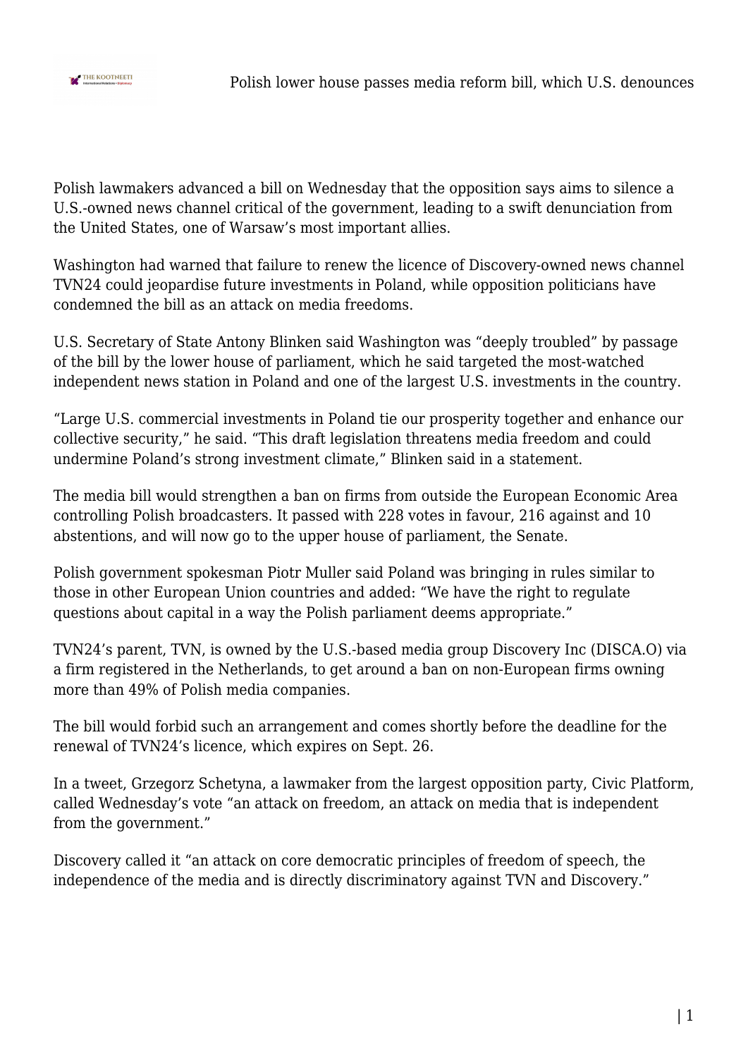Polish lawmakers advanced a bill on Wednesday that the opposition says aims to silence a U.S.-owned news channel critical of the government, leading to a swift denunciation from the United States, one of Warsaw's most important allies.

Washington had warned that failure to renew the licence of Discovery-owned news channel TVN24 could jeopardise future investments in Poland, while opposition politicians have condemned the bill as an attack on media freedoms.

U.S. Secretary of State Antony Blinken said Washington was "deeply troubled" by passage of the bill by the lower house of parliament, which he said targeted the most-watched independent news station in Poland and one of the largest U.S. investments in the country.

"Large U.S. commercial investments in Poland tie our prosperity together and enhance our collective security," he said. "This draft legislation threatens media freedom and could undermine Poland's strong investment climate," Blinken said in a statement.

The media bill would strengthen a ban on firms from outside the European Economic Area controlling Polish broadcasters. It passed with 228 votes in favour, 216 against and 10 abstentions, and will now go to the upper house of parliament, the Senate.

Polish government spokesman Piotr Muller said Poland was bringing in rules similar to those in other European Union countries and added: "We have the right to regulate questions about capital in a way the Polish parliament deems appropriate."

TVN24's parent, TVN, is owned by the U.S.-based media group Discovery Inc (DISCA.O) via a firm registered in the Netherlands, to get around a ban on non-European firms owning more than 49% of Polish media companies.

The bill would forbid such an arrangement and comes shortly before the deadline for the renewal of TVN24's licence, which expires on Sept. 26.

In a tweet, Grzegorz Schetyna, a lawmaker from the largest opposition party, Civic Platform, called Wednesday's vote "an attack on freedom, an attack on media that is independent from the government."

Discovery called it "an attack on core democratic principles of freedom of speech, the independence of the media and is directly discriminatory against TVN and Discovery."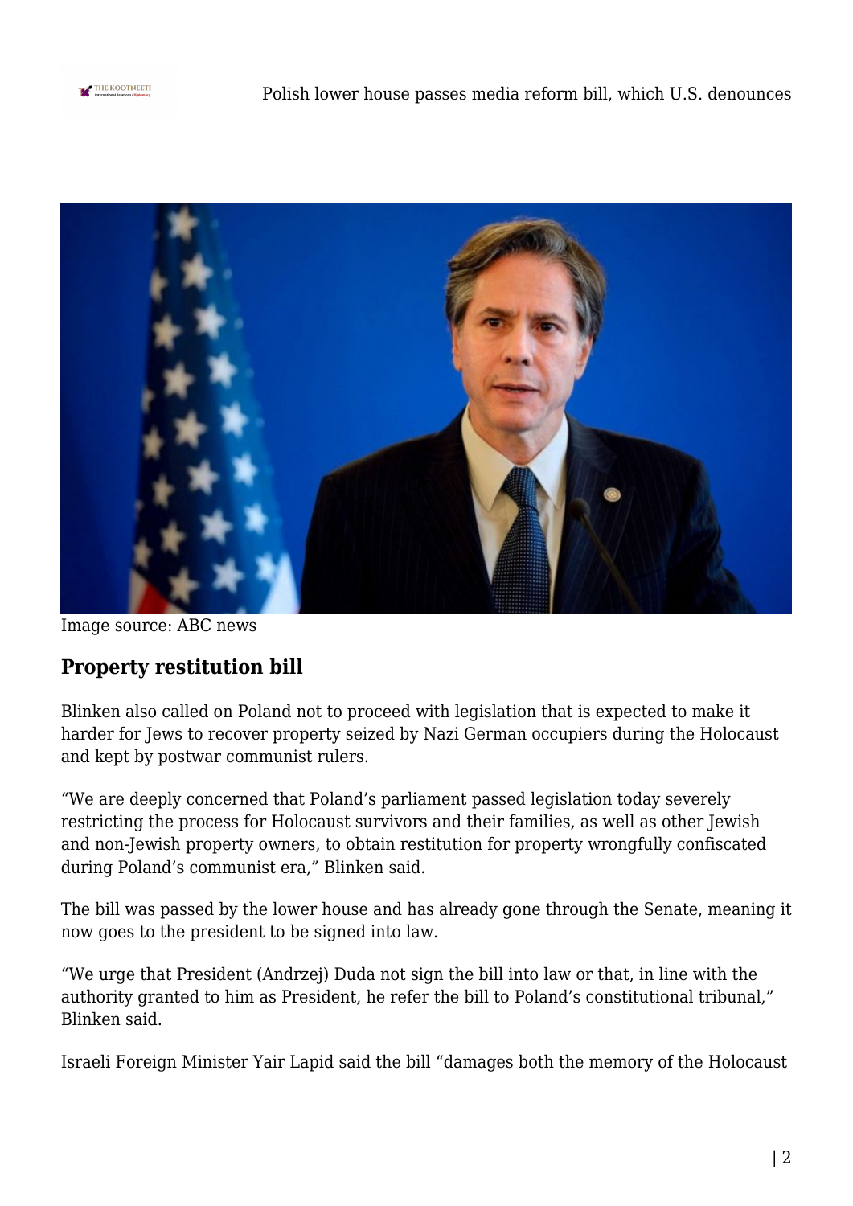Image source: ABC news

## Property restitution bill

Blinken also called on Poland not to proceed with legislation that is expected to make it harder for Jews to recover property seized by Nazi German occupiers during the Holocaust and kept by postwar communist rulers.

"We are deeply concerned that Poland's parliament passed legislation today severely restricting the process for Holocaust survivors and their families, as well as other Jewish and non-Jewish property owners, to obtain restitution for property wrongfully confiscated during Poland's communist era," Blinken said.

The bill was passed by the lower house and has already gone through the Senate, meaning it now goes to the president to be signed into law.

"We urge that President (Andrzej) Duda not sign the bill into law or that, in line with the authority granted to him as President, he refer the bill to Poland's constitutional tribunal," Blinken said.

Israeli Foreign Minister Yair Lapid said the bill "damages both the memory of the Holocaust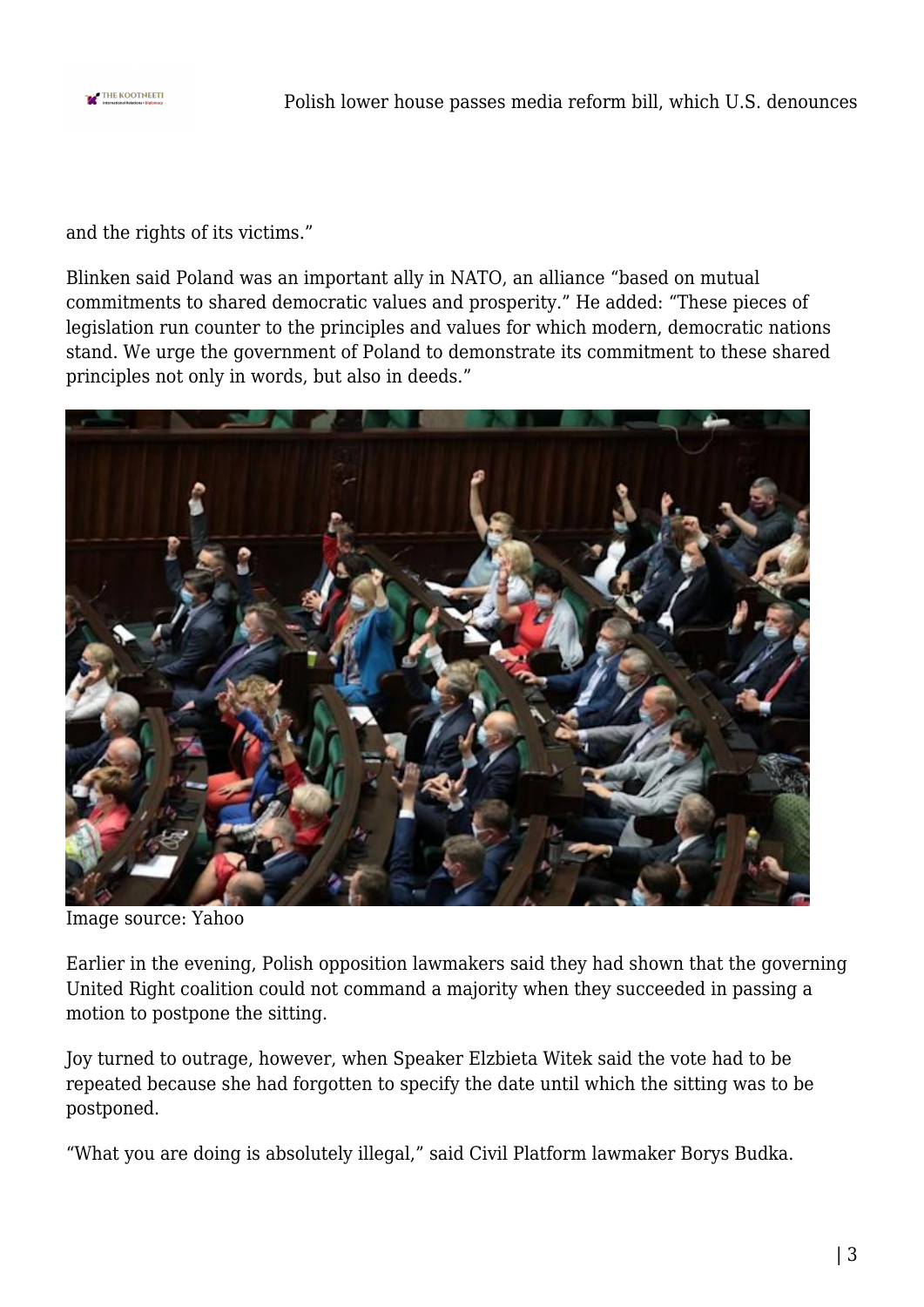and the rights of its victims."

Blinken said Poland was an important ally in NATO, an alliance "based on mutual commitments to shared democratic values and prosperity." He added: "These pieces of legislation run counter to the principles and values for which modern, democratic nations stand. We urge the government of Poland to demonstrate its commitment to these shared principles not only in words, but also in deeds."

Image source: Yahoo

Earlier in the evening, Polish opposition lawmakers said they had shown that the governing United Right coalition could not command a majority when they succeeded in passing a motion to postpone the sitting.

Joy turned to outrage, however, when Speaker Elzbieta Witek said the vote had to be repeated because she had forgotten to specify the date until which the sitting was to be postponed.

"What you are doing is absolutely illegal," said Civil Platform lawmaker Borys Budka.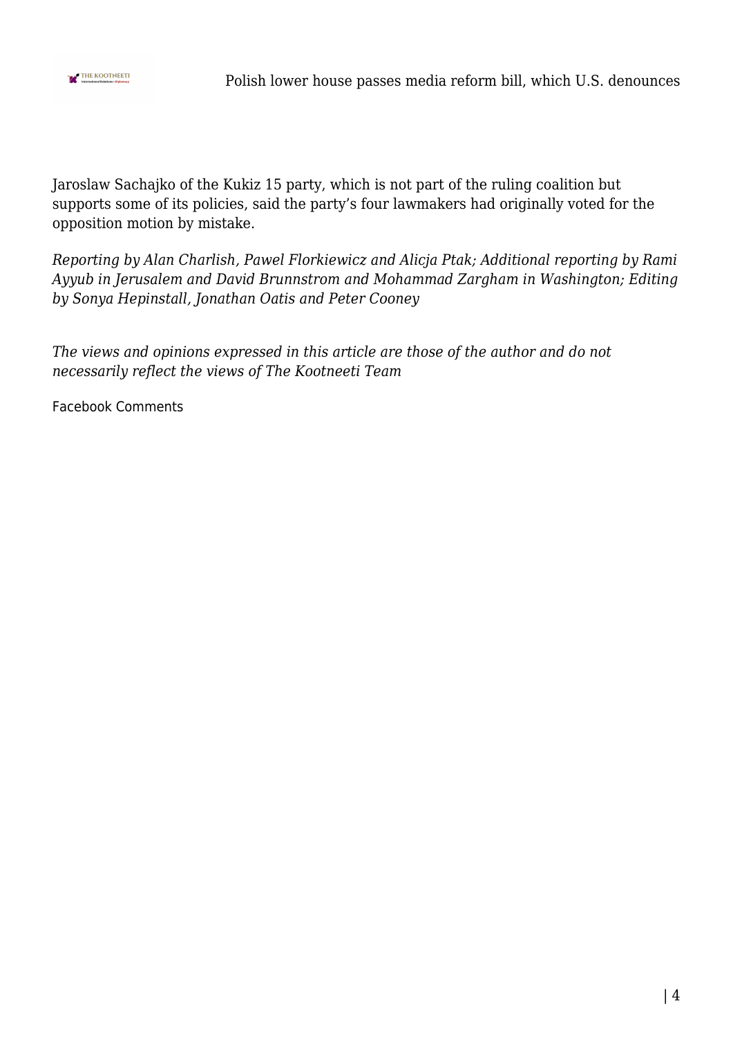Jaroslaw Sachajko of the Kukiz 15 party, which is not part of the ruling coalition but supports some of its policies, said the party's four lawmakers had originally voted for the opposition motion by mistake.

*Reporting by Alan Charlish, Pawel Florkiewicz and Alicja Ptak; Additional reporting by Rami Ayyub in Jerusalem and David Brunnstrom and Mohammad Zargham in Washington; Editing by Sonya Hepinstall, Jonathan Oatis and Peter Cooney*

*The views and opinions expressed in this article are those of the author and do not necessarily reflect the views of The Kootneeti Team*

Facebook Comments